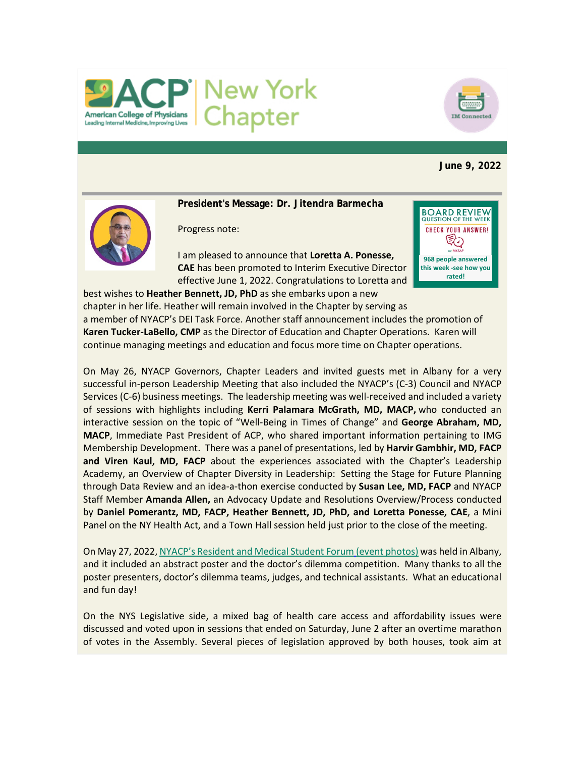ACP American College of Physicians — Leading Internal Medicine, Improving Lives | New York Chapter

IM Connected

**June 9, 2022**

**President's Message: Dr. Jitendra Barmecha**

BOARD REVIEW QUESTION OF THE WEEK
CHECK YOUR ANSWER!
968 people answered this week -see how you rated!

Progress note:

I am pleased to announce that **Loretta A. Ponesse, CAE** has been promoted to Interim Executive Director effective June 1, 2022. Congratulations to Loretta and best wishes to **Heather Bennett, JD, PhD** as she embarks upon a new chapter in her life. Heather will remain involved in the Chapter by serving as a member of NYACP's DEI Task Force. Another staff announcement includes the promotion of **Karen Tucker-LaBello, CMP** as the Director of Education and Chapter Operations. Karen will continue managing meetings and education and focus more time on Chapter operations.

On May 26, NYACP Governors, Chapter Leaders and invited guests met in Albany for a very successful in-person Leadership Meeting that also included the NYACP's (C-3) Council and NYACP Services (C-6) business meetings. The leadership meeting was well-received and included a variety of sessions with highlights including **Kerri Palamara McGrath, MD, MACP,** who conducted an interactive session on the topic of "Well-Being in Times of Change" and **George Abraham, MD, MACP**, Immediate Past President of ACP, who shared important information pertaining to IMG Membership Development. There was a panel of presentations, led by **Harvir Gambhir, MD, FACP and Viren Kaul, MD, FACP** about the experiences associated with the Chapter's Leadership Academy, an Overview of Chapter Diversity in Leadership: Setting the Stage for Future Planning through Data Review and an idea-a-thon exercise conducted by **Susan Lee, MD, FACP** and NYACP Staff Member **Amanda Allen,** an Advocacy Update and Resolutions Overview/Process conducted by **Daniel Pomerantz, MD, FACP, Heather Bennett, JD, PhD, and Loretta Ponesse, CAE**, a Mini Panel on the NY Health Act, and a Town Hall session held just prior to the close of the meeting.

On May 27, 2022, NYACP's Resident and Medical Student Forum (event photos) was held in Albany, and it included an abstract poster and the doctor's dilemma competition. Many thanks to all the poster presenters, doctor's dilemma teams, judges, and technical assistants. What an educational and fun day!

On the NYS Legislative side, a mixed bag of health care access and affordability issues were discussed and voted upon in sessions that ended on Saturday, June 2 after an overtime marathon of votes in the Assembly. Several pieces of legislation approved by both houses, took aim at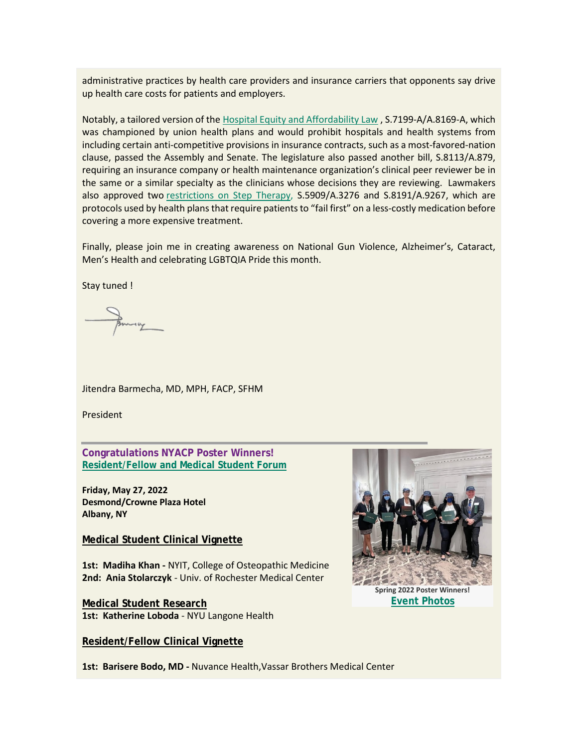administrative practices by health care providers and insurance carriers that opponents say drive up health care costs for patients and employers.

Notably, a tailored version of the Hospital Equity and Affordability Law , S.7199-A/A.8169-A, which was championed by union health plans and would prohibit hospitals and health systems from including certain anti-competitive provisions in insurance contracts, such as a most-favored-nation clause, passed the Assembly and Senate. The legislature also passed another bill, S.8113/A.879, requiring an insurance company or health maintenance organization's clinical peer reviewer be in the same or a similar specialty as the clinicians whose decisions they are reviewing. Lawmakers also approved two restrictions on Step Therapy, S.5909/A.3276 and S.8191/A.9267, which are protocols used by health plans that require patients to "fail first" on a less-costly medication before covering a more expensive treatment.

Finally, please join me in creating awareness on National Gun Violence, Alzheimer's, Cataract, Men's Health and celebrating LGBTQIA Pride this month.

Stay tuned !

Jitendra Barmecha, MD, MPH, FACP, SFHM

President

---

## Congratulations NYACP Poster Winners!

### Resident/Fellow and Medical Student Forum

**Friday, May 27, 2022**
**Desmond/Crowne Plaza Hotel**
**Albany, NY**

Spring 2022 Poster Winners!
**Event Photos**

### Medical Student Clinical Vignette

**1st: Madiha Khan -** NYIT, College of Osteopathic Medicine
**2nd: Ania Stolarczyk** - Univ. of Rochester Medical Center

### Medical Student Research

**1st: Katherine Loboda** - NYU Langone Health

### Resident/Fellow Clinical Vignette

**1st: Barisere Bodo, MD -** Nuvance Health,Vassar Brothers Medical Center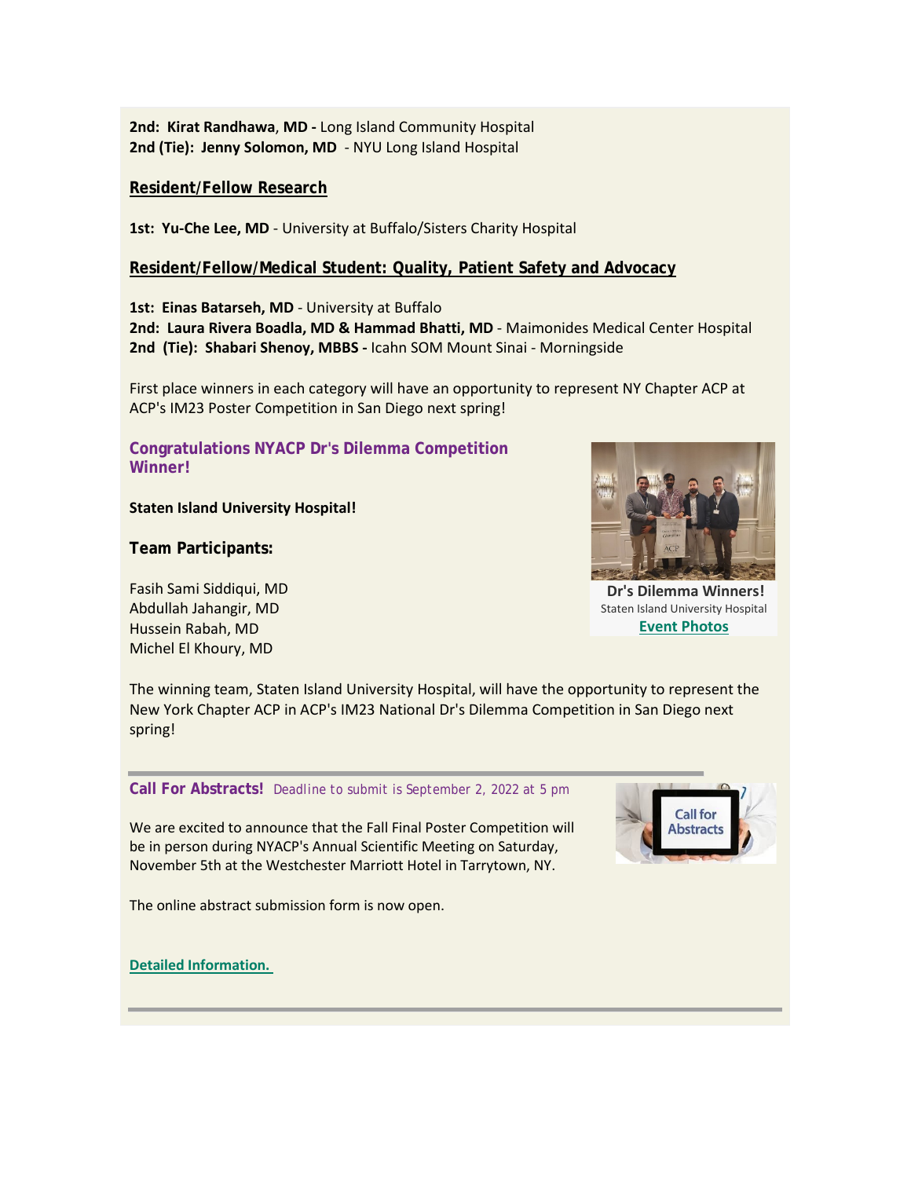**2nd: Kirat Randhawa, MD -** Long Island Community Hospital
**2nd (Tie): Jenny Solomon, MD** - NYU Long Island Hospital

## Resident/Fellow Research

**1st: Yu-Che Lee, MD** - University at Buffalo/Sisters Charity Hospital

## Resident/Fellow/Medical Student: Quality, Patient Safety and Advocacy

**1st: Einas Batarseh, MD** - University at Buffalo
**2nd: Laura Rivera Boadla, MD & Hammad Bhatti, MD** - Maimonides Medical Center Hospital
**2nd (Tie): Shabari Shenoy, MBBS -** Icahn SOM Mount Sinai - Morningside

First place winners in each category will have an opportunity to represent NY Chapter ACP at ACP's IM23 Poster Competition in San Diego next spring!

## Congratulations NYACP Dr's Dilemma Competition Winner!

**Staten Island University Hospital!**

### Team Participants:

Fasih Sami Siddiqui, MD
Abdullah Jahangir, MD
Hussein Rabah, MD
Michel El Khoury, MD

**Dr's Dilemma Winners!**
Staten Island University Hospital
**Event Photos**

The winning team, Staten Island University Hospital, will have the opportunity to represent the New York Chapter ACP in ACP's IM23 National Dr's Dilemma Competition in San Diego next spring!

## Call For Abstracts! *Deadline to submit is September 2, 2022 at 5 pm*

We are excited to announce that the Fall Final Poster Competition will be in person during NYACP's Annual Scientific Meeting on Saturday, November 5th at the Westchester Marriott Hotel in Tarrytown, NY.

The online abstract submission form is now open.

**Detailed Information.**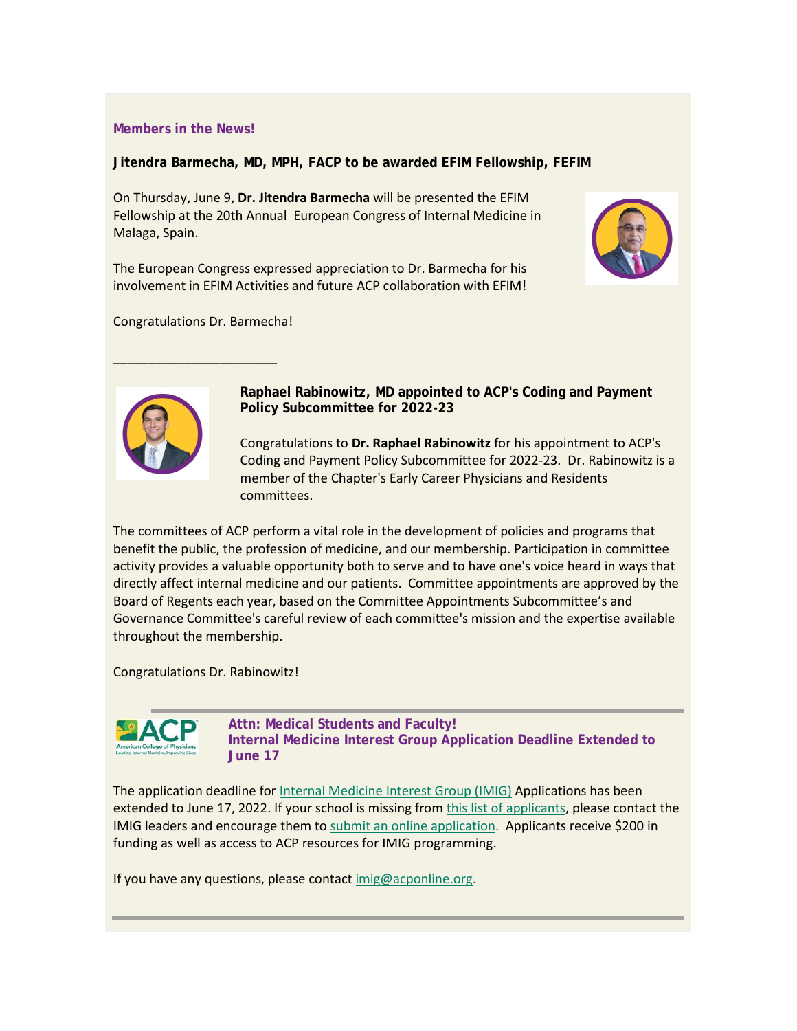## Members in the News!

### Jitendra Barmecha, MD, MPH, FACP to be awarded EFIM Fellowship, FEFIM

On Thursday, June 9, **Dr. Jitendra Barmecha** will be presented the EFIM Fellowship at the 20th Annual European Congress of Internal Medicine in Malaga, Spain.

The European Congress expressed appreciation to Dr. Barmecha for his involvement in EFIM Activities and future ACP collaboration with EFIM!

Congratulations Dr. Barmecha!

---

### Raphael Rabinowitz, MD appointed to ACP's Coding and Payment Policy Subcommittee for 2022-23

Congratulations to **Dr. Raphael Rabinowitz** for his appointment to ACP's Coding and Payment Policy Subcommittee for 2022-23. Dr. Rabinowitz is a member of the Chapter's Early Career Physicians and Residents committees.

The committees of ACP perform a vital role in the development of policies and programs that benefit the public, the profession of medicine, and our membership. Participation in committee activity provides a valuable opportunity both to serve and to have one's voice heard in ways that directly affect internal medicine and our patients. Committee appointments are approved by the Board of Regents each year, based on the Committee Appointments Subcommittee's and Governance Committee's careful review of each committee's mission and the expertise available throughout the membership.

Congratulations Dr. Rabinowitz!

---

### Attn: Medical Students and Faculty!
### Internal Medicine Interest Group Application Deadline Extended to June 17

The application deadline for Internal Medicine Interest Group (IMIG) Applications has been extended to June 17, 2022. If your school is missing from this list of applicants, please contact the IMIG leaders and encourage them to submit an online application. Applicants receive $200 in funding as well as access to ACP resources for IMIG programming.

If you have any questions, please contact imig@acponline.org.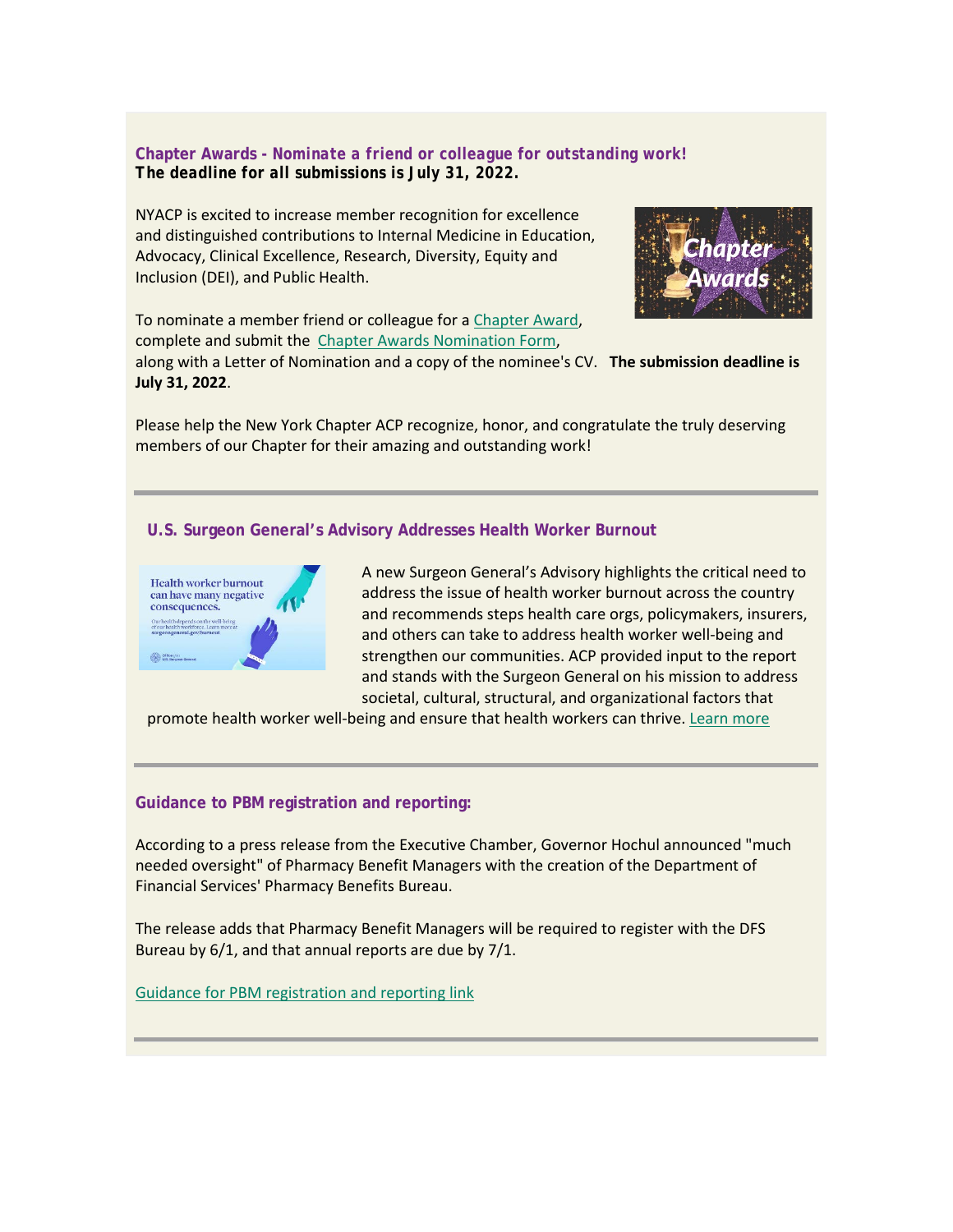### Chapter Awards - Nominate a friend or colleague for outstanding work!

**The deadline for all submissions is July 31, 2022.**

NYACP is excited to increase member recognition for excellence and distinguished contributions to Internal Medicine in Education, Advocacy, Clinical Excellence, Research, Diversity, Equity and Inclusion (DEI), and Public Health.

To nominate a member friend or colleague for a Chapter Award, complete and submit the Chapter Awards Nomination Form, along with a Letter of Nomination and a copy of the nominee's CV. **The submission deadline is July 31, 2022**.

Please help the New York Chapter ACP recognize, honor, and congratulate the truly deserving members of our Chapter for their amazing and outstanding work!

---

### U.S. Surgeon General's Advisory Addresses Health Worker Burnout

A new Surgeon General's Advisory highlights the critical need to address the issue of health worker burnout across the country and recommends steps health care orgs, policymakers, insurers, and others can take to address health worker well-being and strengthen our communities. ACP provided input to the report and stands with the Surgeon General on his mission to address societal, cultural, structural, and organizational factors that promote health worker well-being and ensure that health workers can thrive. Learn more

---

### Guidance to PBM registration and reporting:

According to a press release from the Executive Chamber, Governor Hochul announced "much needed oversight" of Pharmacy Benefit Managers with the creation of the Department of Financial Services' Pharmacy Benefits Bureau.

The release adds that Pharmacy Benefit Managers will be required to register with the DFS Bureau by 6/1, and that annual reports are due by 7/1.

Guidance for PBM registration and reporting link

---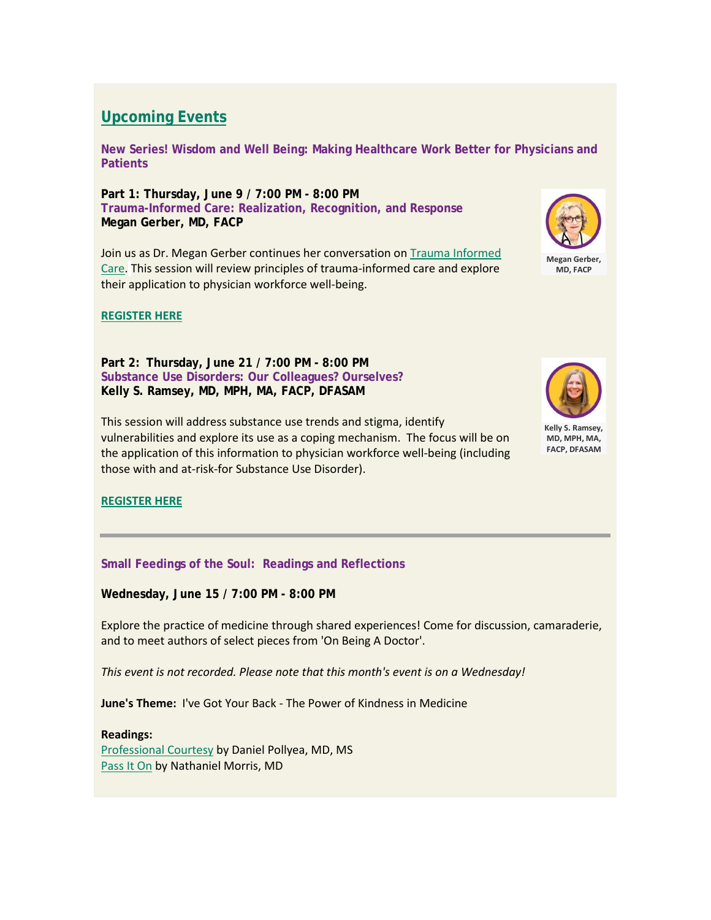## Upcoming Events

### New Series! Wisdom and Well Being: Making Healthcare Work Better for Physicians and Patients

**Part 1: Thursday, June 9 / 7:00 PM - 8:00 PM**
**Trauma-Informed Care: Realization, Recognition, and Response**
**Megan Gerber, MD, FACP**

Megan Gerber, MD, FACP

Join us as Dr. Megan Gerber continues her conversation on Trauma Informed Care. This session will review principles of trauma-informed care and explore their application to physician workforce well-being.

**REGISTER HERE**

**Part 2: Thursday, June 21 / 7:00 PM - 8:00 PM**
**Substance Use Disorders: Our Colleagues? Ourselves?**
**Kelly S. Ramsey, MD, MPH, MA, FACP, DFASAM**

Kelly S. Ramsey, MD, MPH, MA, FACP, DFASAM

This session will address substance use trends and stigma, identify vulnerabilities and explore its use as a coping mechanism. The focus will be on the application of this information to physician workforce well-being (including those with and at-risk-for Substance Use Disorder).

**REGISTER HERE**

---

### Small Feedings of the Soul: Readings and Reflections

**Wednesday, June 15 / 7:00 PM - 8:00 PM**

Explore the practice of medicine through shared experiences! Come for discussion, camaraderie, and to meet authors of select pieces from 'On Being A Doctor'.

*This event is not recorded. Please note that this month's event is on a Wednesday!*

**June's Theme:** I've Got Your Back - The Power of Kindness in Medicine

**Readings:**
Professional Courtesy by Daniel Pollyea, MD, MS
Pass It On by Nathaniel Morris, MD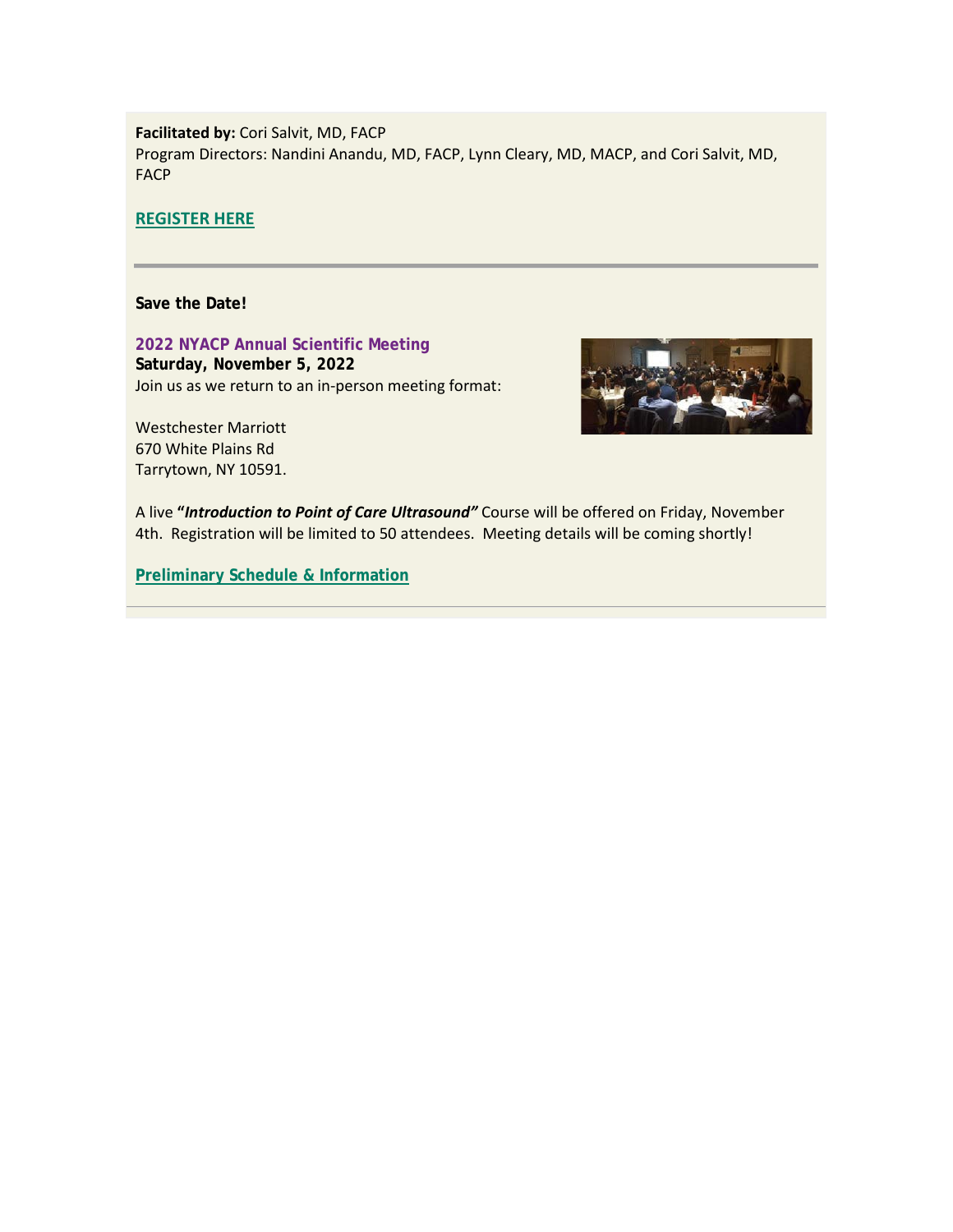**Facilitated by:** Cori Salvit, MD, FACP
Program Directors: Nandini Anandu, MD, FACP, Lynn Cleary, MD, MACP, and Cori Salvit, MD, FACP

**REGISTER HERE**

---

**Save the Date!**

**2022 NYACP Annual Scientific Meeting**
**Saturday, November 5, 2022**
Join us as we return to an in-person meeting format:

Westchester Marriott
670 White Plains Rd
Tarrytown, NY 10591.

A live ***"Introduction to Point of Care Ultrasound"*** Course will be offered on Friday, November 4th. Registration will be limited to 50 attendees. Meeting details will be coming shortly!

**Preliminary Schedule & Information**